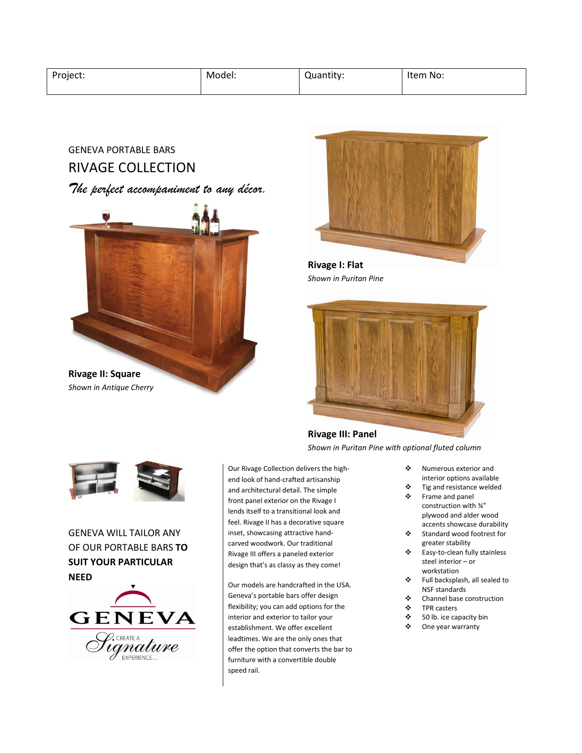| Project: | Model: | Quantity: | Item No: |
|---|---|---|---|
| | | | |

GENEVA PORTABLE BARS

# RIVAGE COLLECTION

*The perfect accompaniment to any décor.*

**Rivage I: Flat**
*Shown in Puritan Pine*

**Rivage II: Square**
*Shown in Antique Cherry*

**Rivage III: Panel**
*Shown in Puritan Pine with optional fluted column*

GENEVA WILL TAILOR ANY OF OUR PORTABLE BARS **TO SUIT YOUR PARTICULAR NEED**

GENEVA
CREATE A Signature EXPERIENCE…

Our Rivage Collection delivers the high-end look of hand-crafted artisanship and architectural detail. The simple front panel exterior on the Rivage I lends itself to a transitional look and feel. Rivage II has a decorative square inset, showcasing attractive hand-carved woodwork. Our traditional Rivage III offers a paneled exterior design that's as classy as they come!

Our models are handcrafted in the USA. Geneva's portable bars offer design flexibility; you can add options for the interior and exterior to tailor your establishment. We offer excellent leadtimes. We are the only ones that offer the option that converts the bar to furniture with a convertible double speed rail.

- Numerous exterior and interior options available
- Tig and resistance welded
- Frame and panel construction with ¾" plywood and alder wood accents showcase durability
- Standard wood footrest for greater stability
- Easy-to-clean fully stainless steel interior – or workstation
- Full backsplash, all sealed to NSF standards
- Channel base construction
- TPR casters
- 50 lb. ice capacity bin
- One year warranty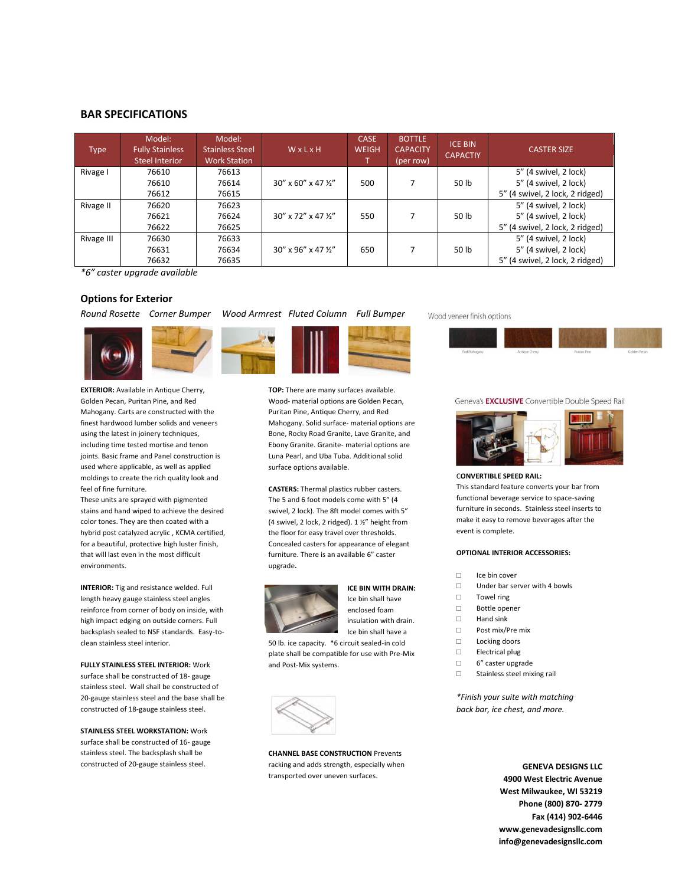## BAR SPECIFICATIONS

| Type | Model: Fully Stainless Steel Interior | Model: Stainless Steel Work Station | W x L x H | CASE WEIGHT | BOTTLE CAPACITY (per row) | ICE BIN CAPACTIY | CASTER SIZE |
|---|---|---|---|---|---|---|---|
| Rivage I | 76610<br>76610<br>76612 | 76613<br>76614<br>76615 | 30" x 60" x 47 ½" | 500 | 7 | 50 lb | 5" (4 swivel, 2 lock)<br>5" (4 swivel, 2 lock)<br>5" (4 swivel, 2 lock, 2 ridged) |
| Rivage II | 76620<br>76621<br>76622 | 76623<br>76624<br>76625 | 30" x 72" x 47 ½" | 550 | 7 | 50 lb | 5" (4 swivel, 2 lock)<br>5" (4 swivel, 2 lock)<br>5" (4 swivel, 2 lock, 2 ridged) |
| Rivage III | 76630<br>76631<br>76632 | 76633<br>76634<br>76635 | 30" x 96" x 47 ½" | 650 | 7 | 50 lb | 5" (4 swivel, 2 lock)<br>5" (4 swivel, 2 lock)<br>5" (4 swivel, 2 lock, 2 ridged) |

*\*6" caster upgrade available*

### Options for Exterior

*Round Rosette   Corner Bumper   Wood Armrest   Fluted Column   Full Bumper*

Wood veneer finish options

Red Mahogany   Antique Cherry   Puritan Pine   Golden Pecan

**EXTERIOR:** Available in Antique Cherry, Golden Pecan, Puritan Pine, and Red Mahogany. Carts are constructed with the finest hardwood lumber solids and veneers using the latest in joinery techniques, including time tested mortise and tenon joints. Basic frame and Panel construction is used where applicable, as well as applied moldings to create the rich quality look and feel of fine furniture.
These units are sprayed with pigmented stains and hand wiped to achieve the desired color tones. They are then coated with a hybrid post catalyzed acrylic , KCMA certified, for a beautiful, protective high luster finish, that will last even in the most difficult environments.

**INTERIOR:** Tig and resistance welded. Full length heavy gauge stainless steel angles reinforce from corner of body on inside, with high impact edging on outside corners. Full backsplash sealed to NSF standards. Easy-to-clean stainless steel interior.

**FULLY STAINLESS STEEL INTERIOR:** Work surface shall be constructed of 18- gauge stainless steel. Wall shall be constructed of 20-gauge stainless steel and the base shall be constructed of 18-gauge stainless steel.

**STAINLESS STEEL WORKSTATION:** Work surface shall be constructed of 16- gauge stainless steel. The backsplash shall be constructed of 20-gauge stainless steel.

**TOP:** There are many surfaces available. Wood- material options are Golden Pecan, Puritan Pine, Antique Cherry, and Red Mahogany. Solid surface- material options are Bone, Rocky Road Granite, Lave Granite, and Ebony Granite. Granite- material options are Luna Pearl, and Uba Tuba. Additional solid surface options available.

**CASTERS:** Thermal plastics rubber casters. The 5 and 6 foot models come with 5" (4 swivel, 2 lock). The 8ft model comes with 5" (4 swivel, 2 lock, 2 ridged). 1 ½" height from the floor for easy travel over thresholds. Concealed casters for appearance of elegant furniture. There is an available 6" caster upgrade**.**

**ICE BIN WITH DRAIN:** Ice bin shall have enclosed foam insulation with drain. Ice bin shall have a 50 lb. ice capacity. \*6 circuit sealed-in cold plate shall be compatible for use with Pre-Mix and Post-Mix systems.

**CHANNEL BASE CONSTRUCTION** Prevents racking and adds strength, especially when transported over uneven surfaces.

Geneva's **EXCLUSIVE** Convertible Double Speed Rail

**CONVERTIBLE SPEED RAIL:**
This standard feature converts your bar from functional beverage service to space-saving furniture in seconds. Stainless steel inserts to make it easy to remove beverages after the event is complete.

**OPTIONAL INTERIOR ACCESSORIES:**

- ☐ Ice bin cover
- ☐ Under bar server with 4 bowls
- ☐ Towel ring
- ☐ Bottle opener
- ☐ Hand sink
- ☐ Post mix/Pre mix
- ☐ Locking doors
- ☐ Electrical plug
- ☐ 6" caster upgrade
- ☐ Stainless steel mixing rail

*\*Finish your suite with matching back bar, ice chest, and more.*

**GENEVA DESIGNS LLC**
**4900 West Electric Avenue**
**West Milwaukee, WI 53219**
**Phone (800) 870- 2779**
**Fax (414) 902-6446**
**www.genevadesignsllc.com**
**info@genevadesignsllc.com**